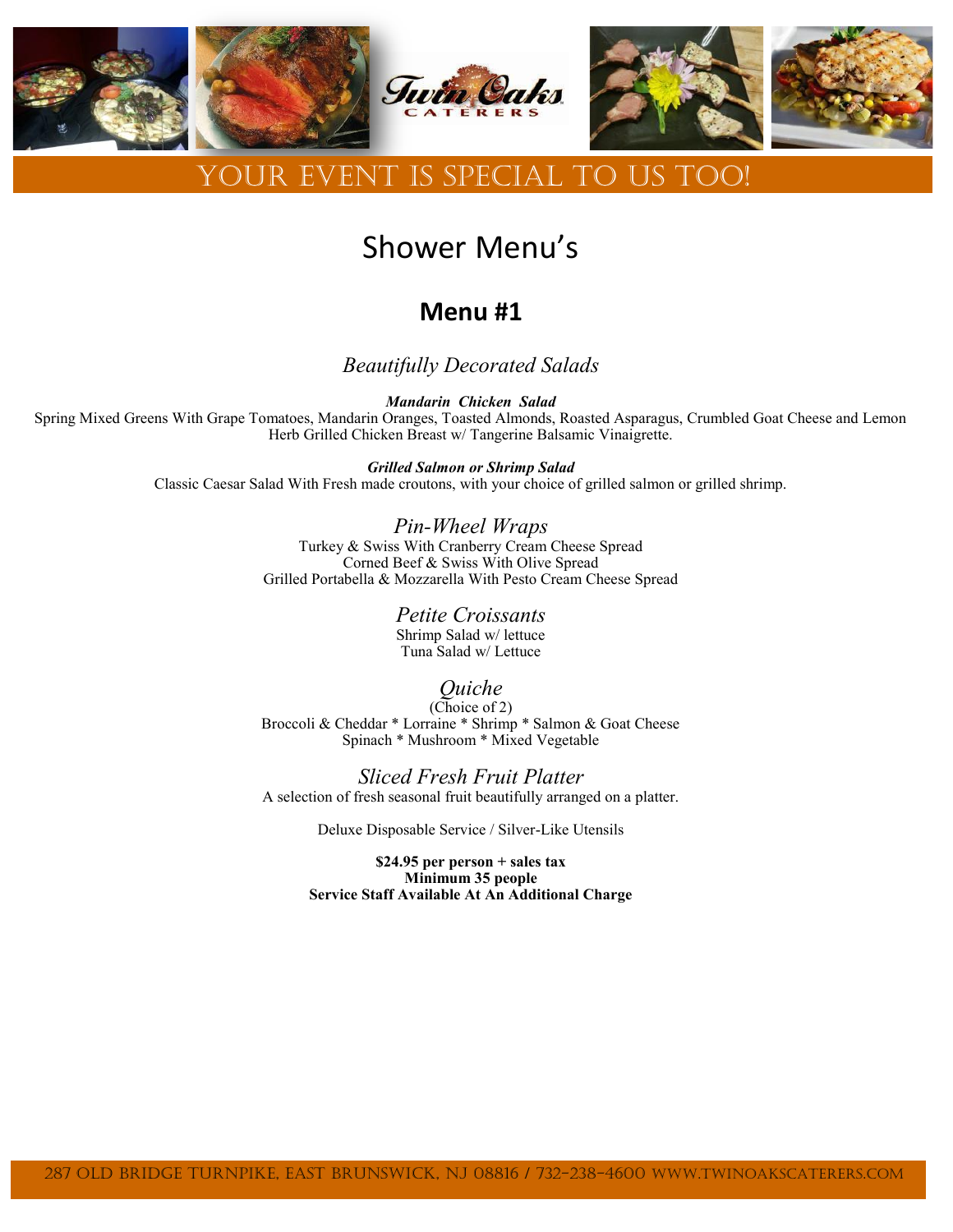YOUR EVENT IS SPECIAL TO US TOO!

# Shower Menu's

## Menu #1

### *Beautifully Decorated Salads*

***Mandarin Chicken Salad***

Spring Mixed Greens With Grape Tomatoes, Mandarin Oranges, Toasted Almonds, Roasted Asparagus, Crumbled Goat Cheese and Lemon Herb Grilled Chicken Breast w/ Tangerine Balsamic Vinaigrette.

***Grilled Salmon or Shrimp Salad***

Classic Caesar Salad With Fresh made croutons, with your choice of grilled salmon or grilled shrimp.

### *Pin-Wheel Wraps*

Turkey & Swiss With Cranberry Cream Cheese Spread
Corned Beef & Swiss With Olive Spread
Grilled Portabella & Mozzarella With Pesto Cream Cheese Spread

### *Petite Croissants*

Shrimp Salad w/ lettuce
Tuna Salad w/ Lettuce

### *Quiche*

(Choice of 2)
Broccoli & Cheddar * Lorraine * Shrimp * Salmon & Goat Cheese
Spinach * Mushroom * Mixed Vegetable

### *Sliced Fresh Fruit Platter*

A selection of fresh seasonal fruit beautifully arranged on a platter.

Deluxe Disposable Service / Silver-Like Utensils

**$24.95 per person + sales tax**
**Minimum 35 people**
**Service Staff Available At An Additional Charge**

287 Old Bridge Turnpike, East Brunswick, NJ 08816 / 732-238-4600 www.twinoakscaterers.com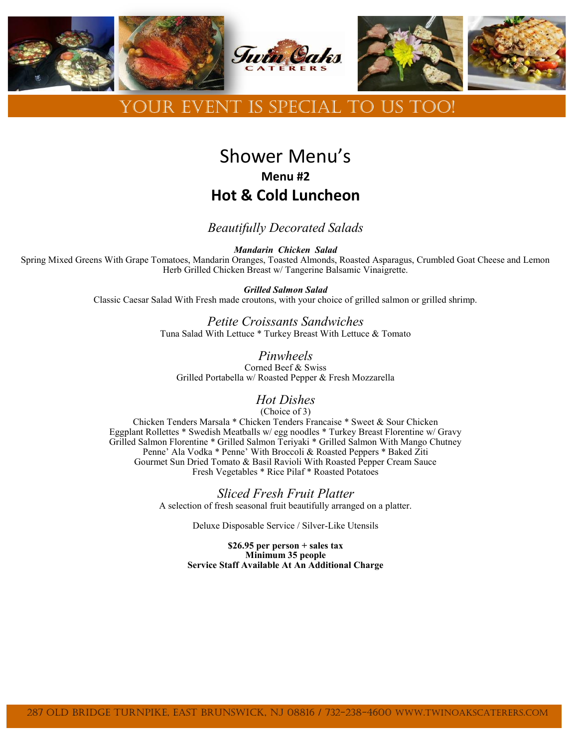# YOUR EVENT IS SPECIAL TO US TOO!

## Shower Menu's

### Menu #2

## Hot & Cold Luncheon

### *Beautifully Decorated Salads*

***Mandarin Chicken Salad***

Spring Mixed Greens With Grape Tomatoes, Mandarin Oranges, Toasted Almonds, Roasted Asparagus, Crumbled Goat Cheese and Lemon Herb Grilled Chicken Breast w/ Tangerine Balsamic Vinaigrette.

***Grilled Salmon Salad***

Classic Caesar Salad With Fresh made croutons, with your choice of grilled salmon or grilled shrimp.

### *Petite Croissants Sandwiches*

Tuna Salad With Lettuce * Turkey Breast With Lettuce & Tomato

### *Pinwheels*

Corned Beef & Swiss

Grilled Portabella w/ Roasted Pepper & Fresh Mozzarella

### *Hot Dishes*

(Choice of 3)

Chicken Tenders Marsala * Chicken Tenders Francaise * Sweet & Sour Chicken

Eggplant Rollettes * Swedish Meatballs w/ egg noodles * Turkey Breast Florentine w/ Gravy

Grilled Salmon Florentine * Grilled Salmon Teriyaki * Grilled Salmon With Mango Chutney

Penne' Ala Vodka * Penne' With Broccoli & Roasted Peppers * Baked Ziti

Gourmet Sun Dried Tomato & Basil Ravioli With Roasted Pepper Cream Sauce

Fresh Vegetables * Rice Pilaf * Roasted Potatoes

### *Sliced Fresh Fruit Platter*

A selection of fresh seasonal fruit beautifully arranged on a platter.

Deluxe Disposable Service / Silver-Like Utensils

**$26.95 per person + sales tax**
**Minimum 35 people**
**Service Staff Available At An Additional Charge**

287 Old Bridge Turnpike, East Brunswick, NJ 08816 / 732-238-4600 www.twinoakscaterers.com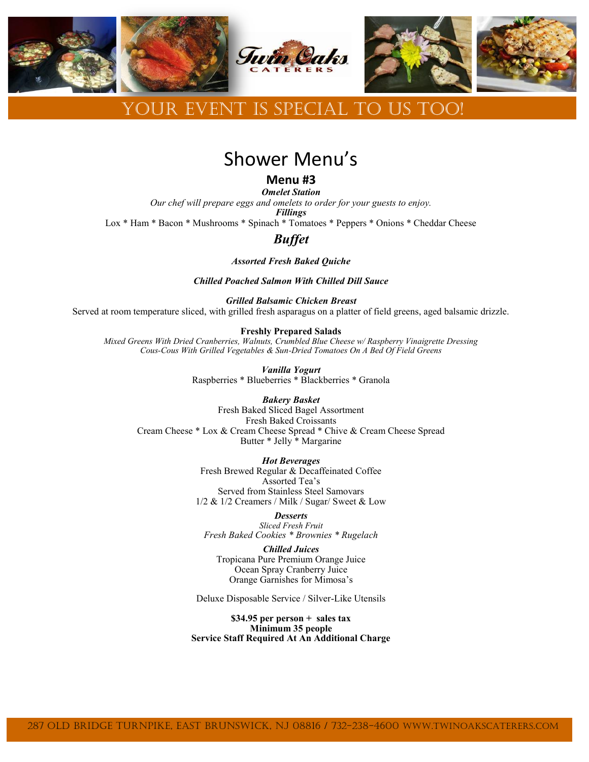# YOUR EVENT IS SPECIAL TO US TOO!

## Shower Menu's

### Menu #3

***Omelet Station***

*Our chef will prepare eggs and omelets to order for your guests to enjoy.*

***Fillings***

Lox * Ham * Bacon * Mushrooms * Spinach * Tomatoes * Peppers * Onions * Cheddar Cheese

### *Buffet*

***Assorted Fresh Baked Quiche***

***Chilled Poached Salmon With Chilled Dill Sauce***

***Grilled Balsamic Chicken Breast***

Served at room temperature sliced, with grilled fresh asparagus on a platter of field greens, aged balsamic drizzle.

**Freshly Prepared Salads**

*Mixed Greens With Dried Cranberries, Walnuts, Crumbled Blue Cheese w/ Raspberry Vinaigrette Dressing*

*Cous-Cous With Grilled Vegetables & Sun-Dried Tomatoes On A Bed Of Field Greens*

***Vanilla Yogurt***

Raspberries * Blueberries * Blackberries * Granola

***Bakery Basket***

Fresh Baked Sliced Bagel Assortment

Fresh Baked Croissants

Cream Cheese * Lox & Cream Cheese Spread * Chive & Cream Cheese Spread

Butter * Jelly * Margarine

***Hot Beverages***

Fresh Brewed Regular & Decaffeinated Coffee

Assorted Tea's

Served from Stainless Steel Samovars

1/2 & 1/2 Creamers / Milk / Sugar/ Sweet & Low

***Desserts***

*Sliced Fresh Fruit*

*Fresh Baked Cookies * Brownies * Rugelach*

***Chilled Juices***

Tropicana Pure Premium Orange Juice

Ocean Spray Cranberry Juice

Orange Garnishes for Mimosa's

Deluxe Disposable Service / Silver-Like Utensils

**$34.95 per person + sales tax**

**Minimum 35 people**

**Service Staff Required At An Additional Charge**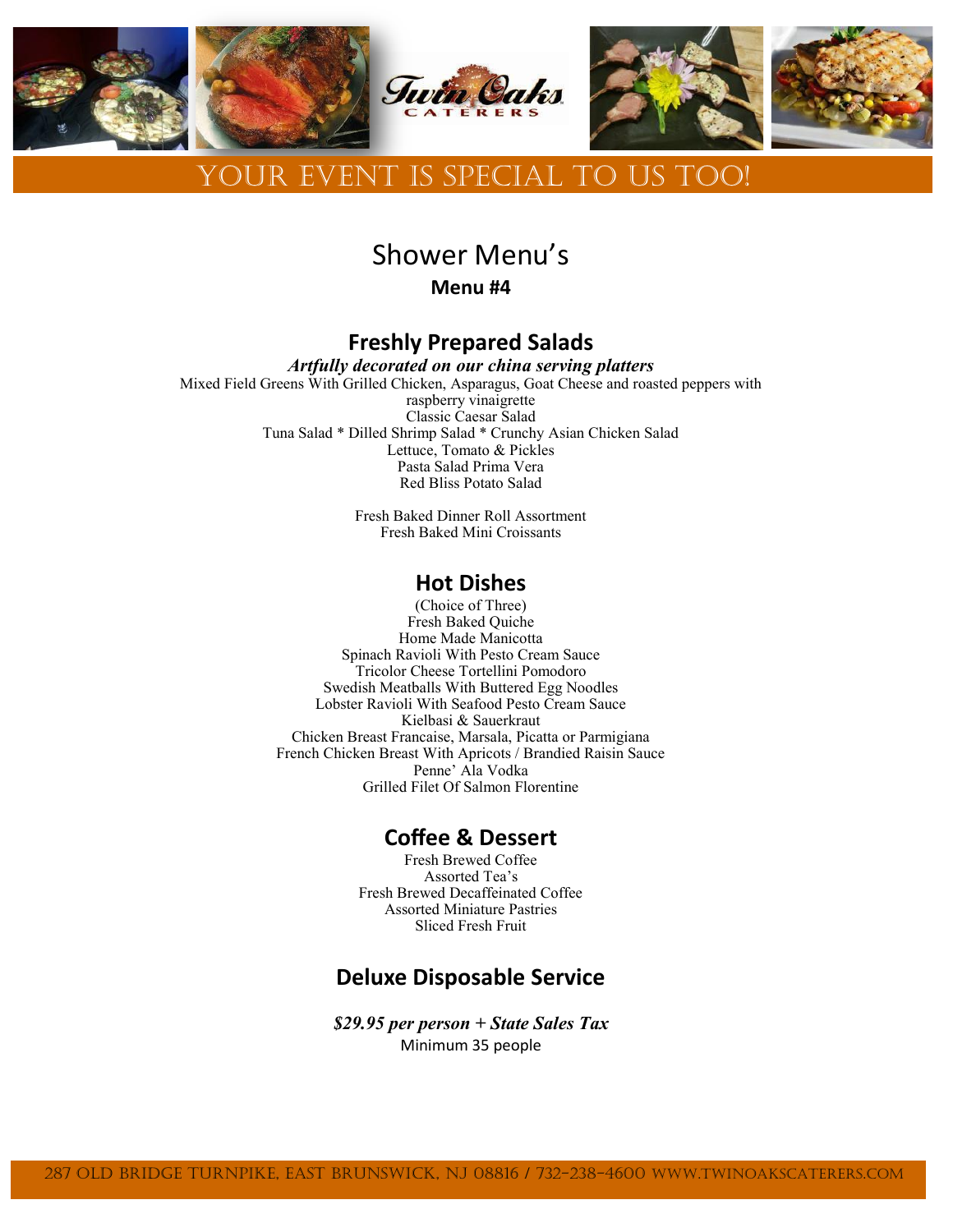YOUR EVENT IS SPECIAL TO US TOO!

# Shower Menu's

**Menu #4**

## Freshly Prepared Salads

***Artfully decorated on our china serving platters***

Mixed Field Greens With Grilled Chicken, Asparagus, Goat Cheese and roasted peppers with raspberry vinaigrette
Classic Caesar Salad
Tuna Salad * Dilled Shrimp Salad * Crunchy Asian Chicken Salad
Lettuce, Tomato & Pickles
Pasta Salad Prima Vera
Red Bliss Potato Salad

Fresh Baked Dinner Roll Assortment
Fresh Baked Mini Croissants

## Hot Dishes

(Choice of Three)
Fresh Baked Quiche
Home Made Manicotta
Spinach Ravioli With Pesto Cream Sauce
Tricolor Cheese Tortellini Pomodoro
Swedish Meatballs With Buttered Egg Noodles
Lobster Ravioli With Seafood Pesto Cream Sauce
Kielbasi & Sauerkraut
Chicken Breast Francaise, Marsala, Picatta or Parmigiana
French Chicken Breast With Apricots / Brandied Raisin Sauce
Penne' Ala Vodka
Grilled Filet Of Salmon Florentine

## Coffee & Dessert

Fresh Brewed Coffee
Assorted Tea's
Fresh Brewed Decaffeinated Coffee
Assorted Miniature Pastries
Sliced Fresh Fruit

## Deluxe Disposable Service

***$29.95 per person + State Sales Tax***

Minimum 35 people

287 Old Bridge Turnpike, East Brunswick, NJ 08816 / 732-238-4600 www.twinoakscaterers.com